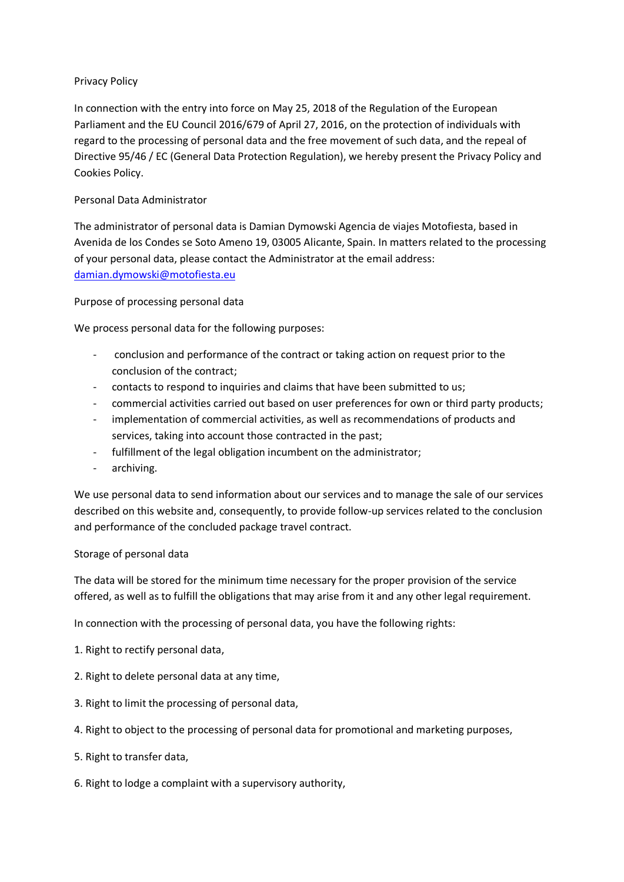# Privacy Policy

In connection with the entry into force on May 25, 2018 of the Regulation of the European Parliament and the EU Council 2016/679 of April 27, 2016, on the protection of individuals with regard to the processing of personal data and the free movement of such data, and the repeal of Directive 95/46 / EC (General Data Protection Regulation), we hereby present the Privacy Policy and Cookies Policy.

## Personal Data Administrator

The administrator of personal data is Damian Dymowski Agencia de viajes Motofiesta, based in Avenida de los Condes se Soto Ameno 19, 03005 Alicante, Spain. In matters related to the processing of your personal data, please contact the Administrator at the email address: [damian.dymowski@motofiesta.eu](mailto:damian.dymowski@motofiesta.eu)

## Purpose of processing personal data

We process personal data for the following purposes:

- conclusion and performance of the contract or taking action on request prior to the conclusion of the contract;
- contacts to respond to inquiries and claims that have been submitted to us;
- commercial activities carried out based on user preferences for own or third party products;
- implementation of commercial activities, as well as recommendations of products and services, taking into account those contracted in the past;
- fulfillment of the legal obligation incumbent on the administrator;
- archiving.

We use personal data to send information about our services and to manage the sale of our services described on this website and, consequently, to provide follow-up services related to the conclusion and performance of the concluded package travel contract.

## Storage of personal data

The data will be stored for the minimum time necessary for the proper provision of the service offered, as well as to fulfill the obligations that may arise from it and any other legal requirement.

In connection with the processing of personal data, you have the following rights:

1. Right to rectify personal data,
2. Right to delete personal data at any time,
3. Right to limit the processing of personal data,
4. Right to object to the processing of personal data for promotional and marketing purposes,
5. Right to transfer data,
6. Right to lodge a complaint with a supervisory authority,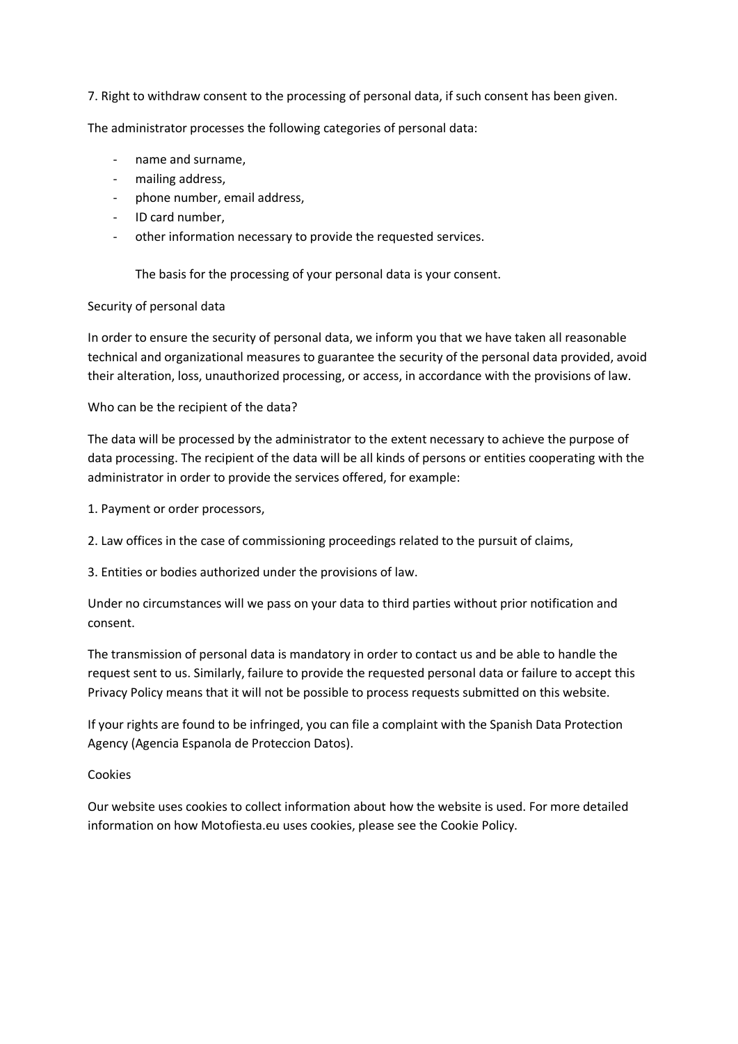7. Right to withdraw consent to the processing of personal data, if such consent has been given.

The administrator processes the following categories of personal data:

- name and surname,
- mailing address,
- phone number, email address,
- ID card number,
- other information necessary to provide the requested services.

The basis for the processing of your personal data is your consent.

Security of personal data

In order to ensure the security of personal data, we inform you that we have taken all reasonable technical and organizational measures to guarantee the security of the personal data provided, avoid their alteration, loss, unauthorized processing, or access, in accordance with the provisions of law.

Who can be the recipient of the data?

The data will be processed by the administrator to the extent necessary to achieve the purpose of data processing. The recipient of the data will be all kinds of persons or entities cooperating with the administrator in order to provide the services offered, for example:

1. Payment or order processors,

2. Law offices in the case of commissioning proceedings related to the pursuit of claims,

3. Entities or bodies authorized under the provisions of law.

Under no circumstances will we pass on your data to third parties without prior notification and consent.

The transmission of personal data is mandatory in order to contact us and be able to handle the request sent to us. Similarly, failure to provide the requested personal data or failure to accept this Privacy Policy means that it will not be possible to process requests submitted on this website.

If your rights are found to be infringed, you can file a complaint with the Spanish Data Protection Agency (Agencia Espanola de Proteccion Datos).

Cookies

Our website uses cookies to collect information about how the website is used. For more detailed information on how Motofiesta.eu uses cookies, please see the Cookie Policy.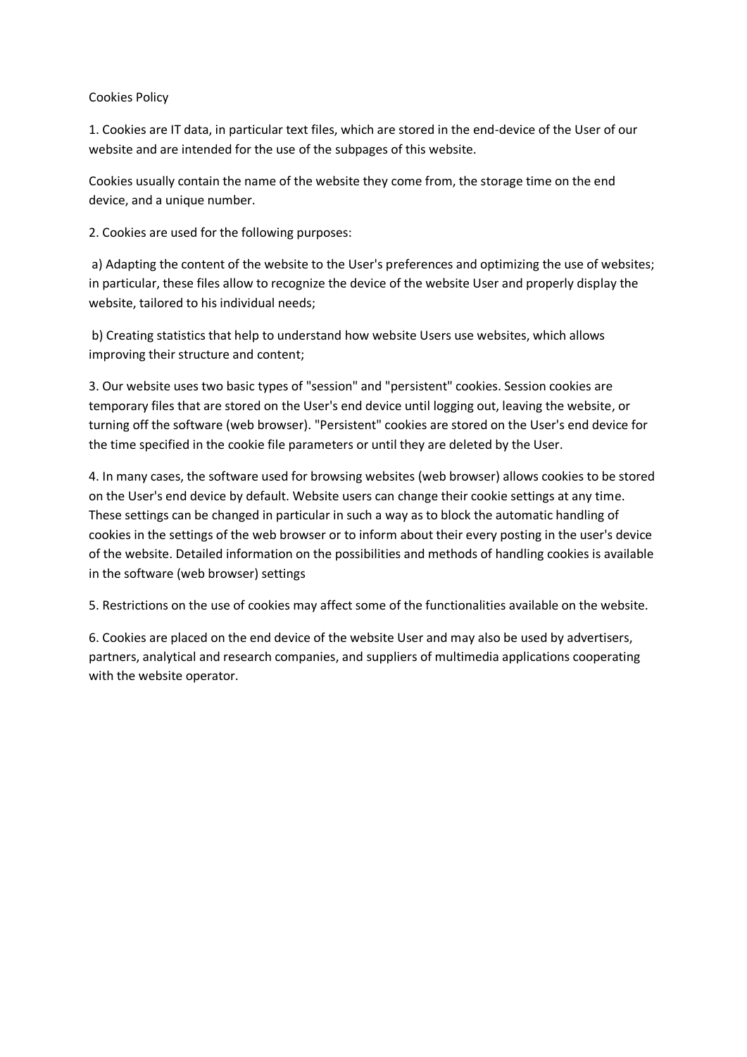# Cookies Policy

1. Cookies are IT data, in particular text files, which are stored in the end-device of the User of our website and are intended for the use of the subpages of this website.

Cookies usually contain the name of the website they come from, the storage time on the end device, and a unique number.

2. Cookies are used for the following purposes:

a) Adapting the content of the website to the User's preferences and optimizing the use of websites; in particular, these files allow to recognize the device of the website User and properly display the website, tailored to his individual needs;

b) Creating statistics that help to understand how website Users use websites, which allows improving their structure and content;

3. Our website uses two basic types of "session" and "persistent" cookies. Session cookies are temporary files that are stored on the User's end device until logging out, leaving the website, or turning off the software (web browser). "Persistent" cookies are stored on the User's end device for the time specified in the cookie file parameters or until they are deleted by the User.

4. In many cases, the software used for browsing websites (web browser) allows cookies to be stored on the User's end device by default. Website users can change their cookie settings at any time. These settings can be changed in particular in such a way as to block the automatic handling of cookies in the settings of the web browser or to inform about their every posting in the user's device of the website. Detailed information on the possibilities and methods of handling cookies is available in the software (web browser) settings

5. Restrictions on the use of cookies may affect some of the functionalities available on the website.

6. Cookies are placed on the end device of the website User and may also be used by advertisers, partners, analytical and research companies, and suppliers of multimedia applications cooperating with the website operator.